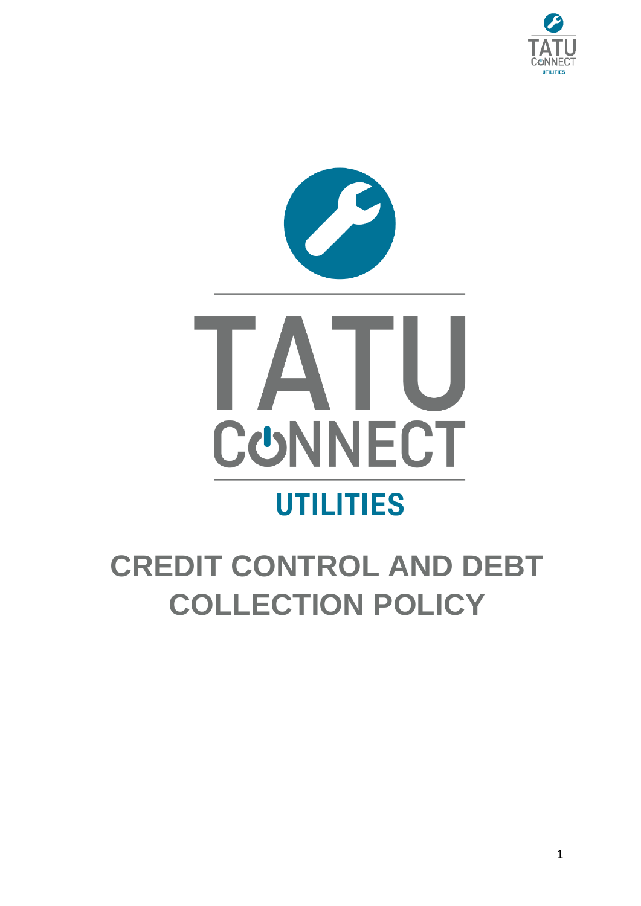TATU CONNECT UTILITIES

# CREDIT CONTROL AND DEBT COLLECTION POLICY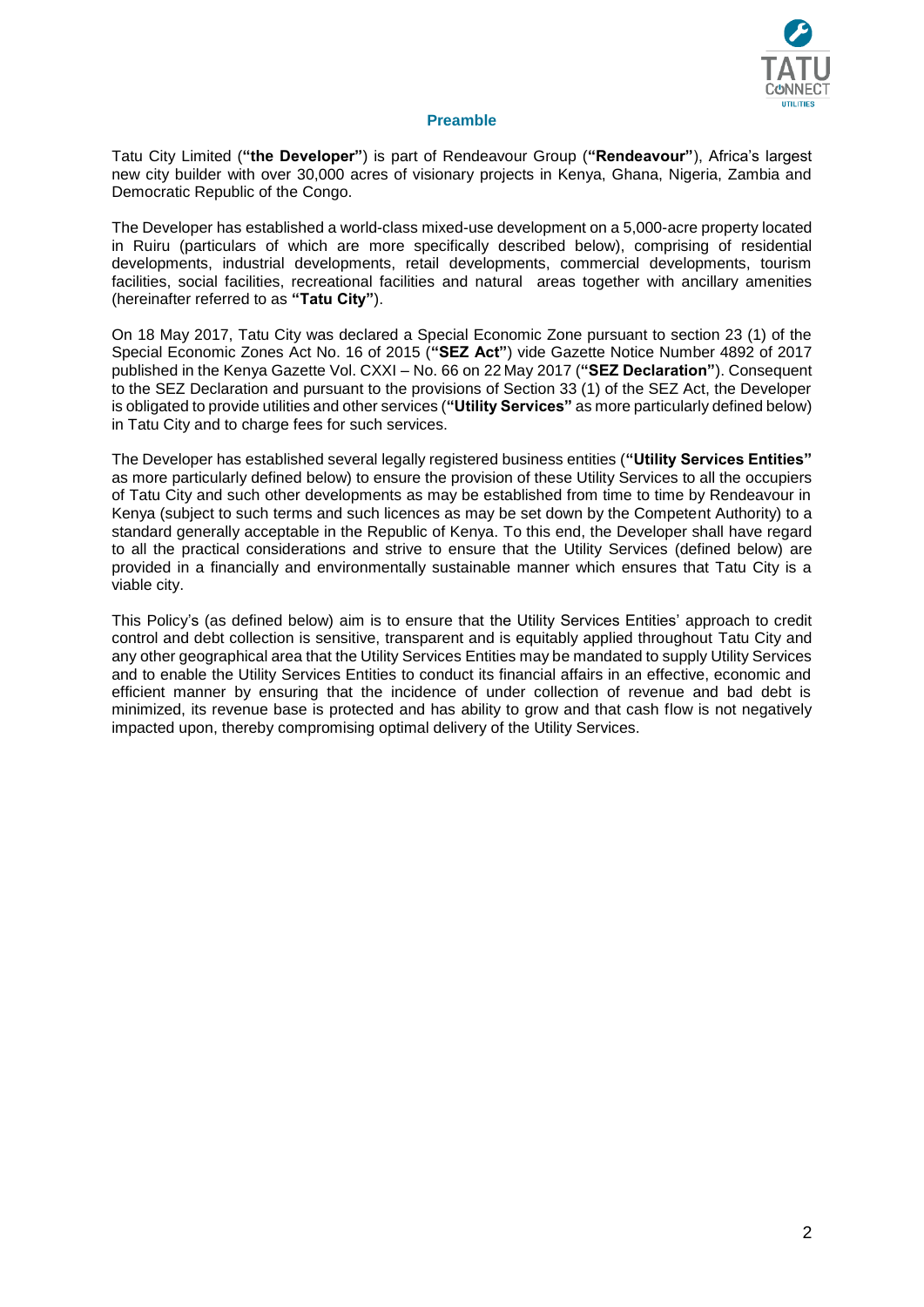## Preamble

Tatu City Limited (**"the Developer"**) is part of Rendeavour Group (**"Rendeavour"**), Africa's largest new city builder with over 30,000 acres of visionary projects in Kenya, Ghana, Nigeria, Zambia and Democratic Republic of the Congo.

The Developer has established a world-class mixed-use development on a 5,000-acre property located in Ruiru (particulars of which are more specifically described below), comprising of residential developments, industrial developments, retail developments, commercial developments, tourism facilities, social facilities, recreational facilities and natural areas together with ancillary amenities (hereinafter referred to as **"Tatu City"**).

On 18 May 2017, Tatu City was declared a Special Economic Zone pursuant to section 23 (1) of the Special Economic Zones Act No. 16 of 2015 (**"SEZ Act"**) vide Gazette Notice Number 4892 of 2017 published in the Kenya Gazette Vol. CXXI – No. 66 on 22 May 2017 (**"SEZ Declaration"**). Consequent to the SEZ Declaration and pursuant to the provisions of Section 33 (1) of the SEZ Act, the Developer is obligated to provide utilities and other services (**"Utility Services"** as more particularly defined below) in Tatu City and to charge fees for such services.

The Developer has established several legally registered business entities (**"Utility Services Entities"** as more particularly defined below) to ensure the provision of these Utility Services to all the occupiers of Tatu City and such other developments as may be established from time to time by Rendeavour in Kenya (subject to such terms and such licences as may be set down by the Competent Authority) to a standard generally acceptable in the Republic of Kenya. To this end, the Developer shall have regard to all the practical considerations and strive to ensure that the Utility Services (defined below) are provided in a financially and environmentally sustainable manner which ensures that Tatu City is a viable city.

This Policy's (as defined below) aim is to ensure that the Utility Services Entities' approach to credit control and debt collection is sensitive, transparent and is equitably applied throughout Tatu City and any other geographical area that the Utility Services Entities may be mandated to supply Utility Services and to enable the Utility Services Entities to conduct its financial affairs in an effective, economic and efficient manner by ensuring that the incidence of under collection of revenue and bad debt is minimized, its revenue base is protected and has ability to grow and that cash flow is not negatively impacted upon, thereby compromising optimal delivery of the Utility Services.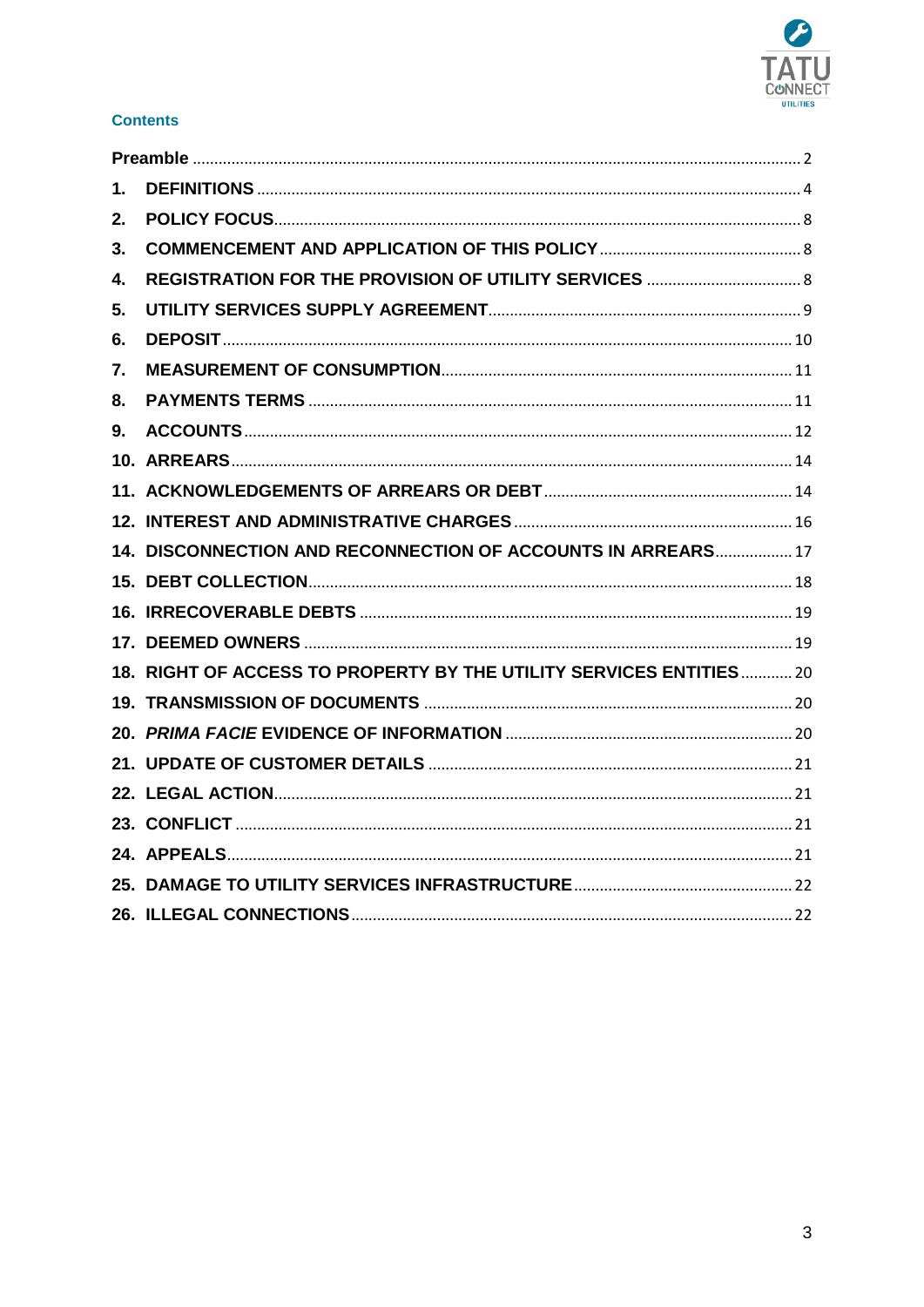## Contents

**Preamble** ........................................................................ 2

1. **DEFINITIONS** ........................................................................ 4
2. **POLICY FOCUS** ........................................................................ 8
3. **COMMENCEMENT AND APPLICATION OF THIS POLICY** ........................................................................ 8
4. **REGISTRATION FOR THE PROVISION OF UTILITY SERVICES** ........................................................................ 8
5. **UTILITY SERVICES SUPPLY AGREEMENT** ........................................................................ 9
6. **DEPOSIT** ........................................................................ 10
7. **MEASUREMENT OF CONSUMPTION** ........................................................................ 11
8. **PAYMENTS TERMS** ........................................................................ 11
9. **ACCOUNTS** ........................................................................ 12
10. **ARREARS** ........................................................................ 14
11. **ACKNOWLEDGEMENTS OF ARREARS OR DEBT** ........................................................................ 14
12. **INTEREST AND ADMINISTRATIVE CHARGES** ........................................................................ 16

14. **DISCONNECTION AND RECONNECTION OF ACCOUNTS IN ARREARS** ........................................................................ 17
15. **DEBT COLLECTION** ........................................................................ 18
16. **IRRECOVERABLE DEBTS** ........................................................................ 19
17. **DEEMED OWNERS** ........................................................................ 19
18. **RIGHT OF ACCESS TO PROPERTY BY THE UTILITY SERVICES ENTITIES** ........................................................................ 20
19. **TRANSMISSION OF DOCUMENTS** ........................................................................ 20
20. ***PRIMA FACIE* EVIDENCE OF INFORMATION** ........................................................................ 20
21. **UPDATE OF CUSTOMER DETAILS** ........................................................................ 21
22. **LEGAL ACTION** ........................................................................ 21
23. **CONFLICT** ........................................................................ 21
24. **APPEALS** ........................................................................ 21
25. **DAMAGE TO UTILITY SERVICES INFRASTRUCTURE** ........................................................................ 22
26. **ILLEGAL CONNECTIONS** ........................................................................ 22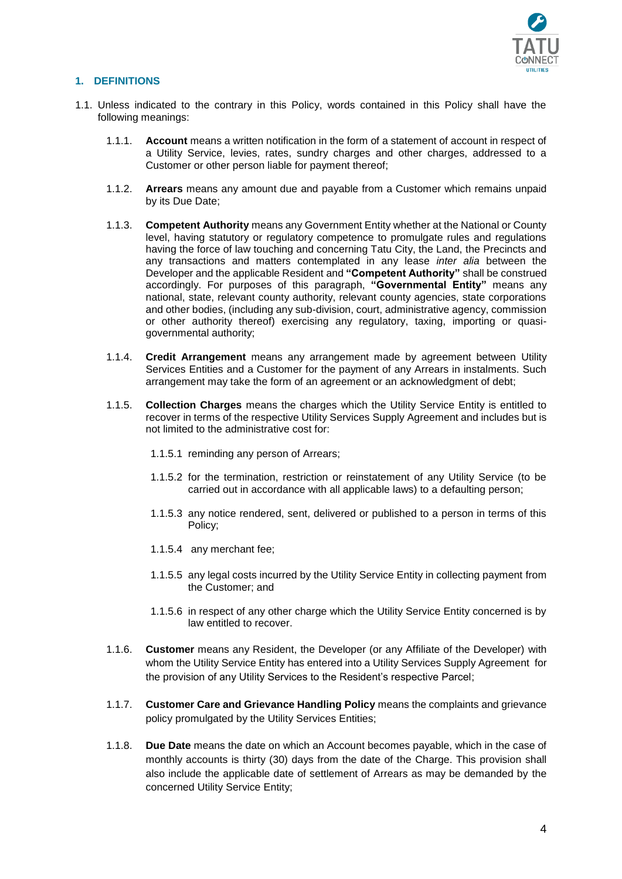## 1. DEFINITIONS

1.1. Unless indicated to the contrary in this Policy, words contained in this Policy shall have the following meanings:

1.1.1. **Account** means a written notification in the form of a statement of account in respect of a Utility Service, levies, rates, sundry charges and other charges, addressed to a Customer or other person liable for payment thereof;

1.1.2. **Arrears** means any amount due and payable from a Customer which remains unpaid by its Due Date;

1.1.3. **Competent Authority** means any Government Entity whether at the National or County level, having statutory or regulatory competence to promulgate rules and regulations having the force of law touching and concerning Tatu City, the Land, the Precincts and any transactions and matters contemplated in any lease *inter alia* between the Developer and the applicable Resident and **"Competent Authority"** shall be construed accordingly. For purposes of this paragraph, **"Governmental Entity"** means any national, state, relevant county authority, relevant county agencies, state corporations and other bodies, (including any sub-division, court, administrative agency, commission or other authority thereof) exercising any regulatory, taxing, importing or quasi-governmental authority;

1.1.4. **Credit Arrangement** means any arrangement made by agreement between Utility Services Entities and a Customer for the payment of any Arrears in instalments. Such arrangement may take the form of an agreement or an acknowledgment of debt;

1.1.5. **Collection Charges** means the charges which the Utility Service Entity is entitled to recover in terms of the respective Utility Services Supply Agreement and includes but is not limited to the administrative cost for:

1.1.5.1 reminding any person of Arrears;

1.1.5.2 for the termination, restriction or reinstatement of any Utility Service (to be carried out in accordance with all applicable laws) to a defaulting person;

1.1.5.3 any notice rendered, sent, delivered or published to a person in terms of this Policy;

1.1.5.4 any merchant fee;

1.1.5.5 any legal costs incurred by the Utility Service Entity in collecting payment from the Customer; and

1.1.5.6 in respect of any other charge which the Utility Service Entity concerned is by law entitled to recover.

1.1.6. **Customer** means any Resident, the Developer (or any Affiliate of the Developer) with whom the Utility Service Entity has entered into a Utility Services Supply Agreement for the provision of any Utility Services to the Resident's respective Parcel;

1.1.7. **Customer Care and Grievance Handling Policy** means the complaints and grievance policy promulgated by the Utility Services Entities;

1.1.8. **Due Date** means the date on which an Account becomes payable, which in the case of monthly accounts is thirty (30) days from the date of the Charge. This provision shall also include the applicable date of settlement of Arrears as may be demanded by the concerned Utility Service Entity;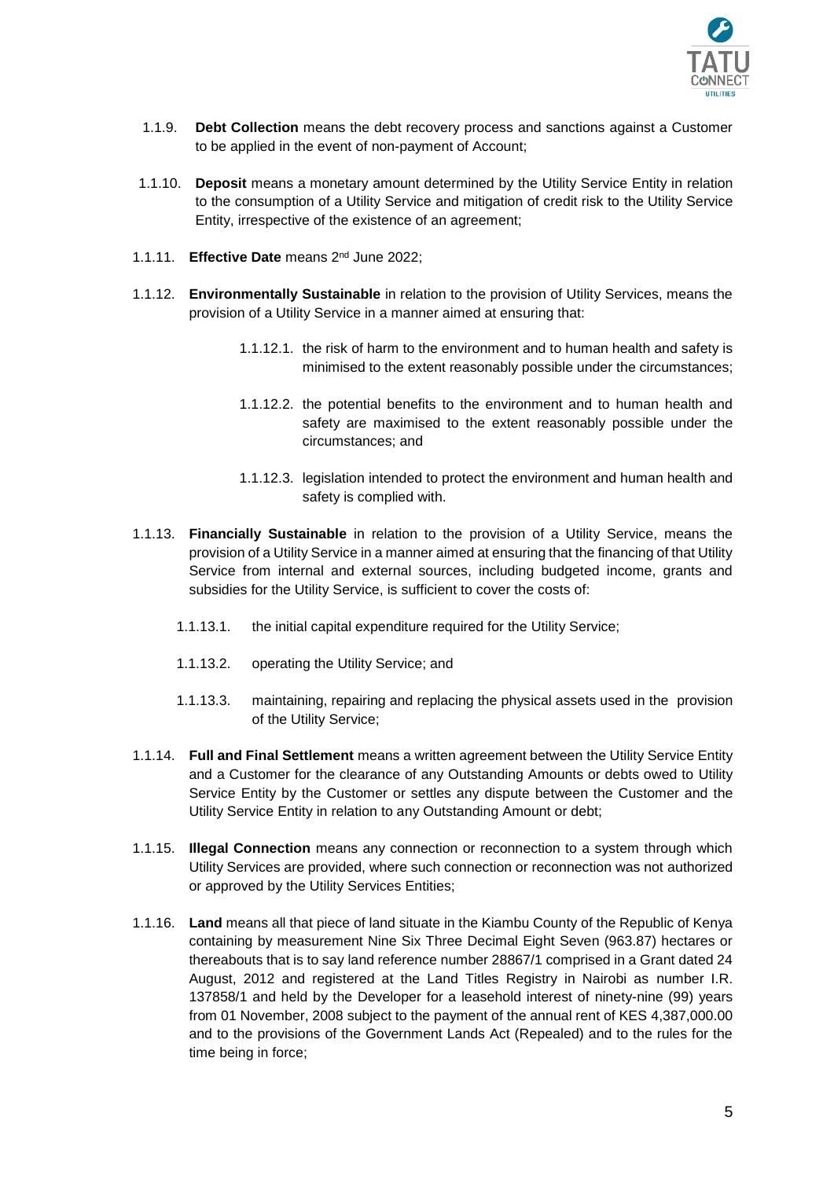1.1.9. **Debt Collection** means the debt recovery process and sanctions against a Customer to be applied in the event of non-payment of Account;

1.1.10. **Deposit** means a monetary amount determined by the Utility Service Entity in relation to the consumption of a Utility Service and mitigation of credit risk to the Utility Service Entity, irrespective of the existence of an agreement;

1.1.11. **Effective Date** means 2nd June 2022;

1.1.12. **Environmentally Sustainable** in relation to the provision of Utility Services, means the provision of a Utility Service in a manner aimed at ensuring that:

1.1.12.1. the risk of harm to the environment and to human health and safety is minimised to the extent reasonably possible under the circumstances;

1.1.12.2. the potential benefits to the environment and to human health and safety are maximised to the extent reasonably possible under the circumstances; and

1.1.12.3. legislation intended to protect the environment and human health and safety is complied with.

1.1.13. **Financially Sustainable** in relation to the provision of a Utility Service, means the provision of a Utility Service in a manner aimed at ensuring that the financing of that Utility Service from internal and external sources, including budgeted income, grants and subsidies for the Utility Service, is sufficient to cover the costs of:

1.1.13.1. the initial capital expenditure required for the Utility Service;

1.1.13.2. operating the Utility Service; and

1.1.13.3. maintaining, repairing and replacing the physical assets used in the provision of the Utility Service;

1.1.14. **Full and Final Settlement** means a written agreement between the Utility Service Entity and a Customer for the clearance of any Outstanding Amounts or debts owed to Utility Service Entity by the Customer or settles any dispute between the Customer and the Utility Service Entity in relation to any Outstanding Amount or debt;

1.1.15. **Illegal Connection** means any connection or reconnection to a system through which Utility Services are provided, where such connection or reconnection was not authorized or approved by the Utility Services Entities;

1.1.16. **Land** means all that piece of land situate in the Kiambu County of the Republic of Kenya containing by measurement Nine Six Three Decimal Eight Seven (963.87) hectares or thereabouts that is to say land reference number 28867/1 comprised in a Grant dated 24 August, 2012 and registered at the Land Titles Registry in Nairobi as number I.R. 137858/1 and held by the Developer for a leasehold interest of ninety-nine (99) years from 01 November, 2008 subject to the payment of the annual rent of KES 4,387,000.00 and to the provisions of the Government Lands Act (Repealed) and to the rules for the time being in force;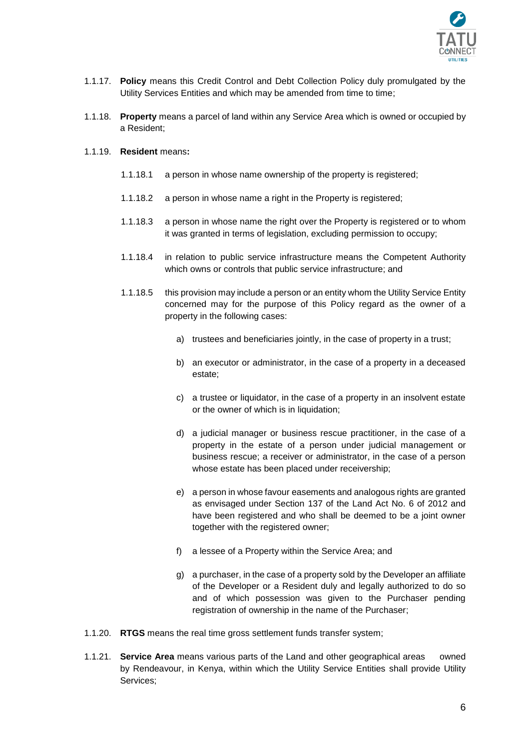1.1.17. **Policy** means this Credit Control and Debt Collection Policy duly promulgated by the Utility Services Entities and which may be amended from time to time;

1.1.18. **Property** means a parcel of land within any Service Area which is owned or occupied by a Resident;

1.1.19. **Resident** means**:**

1.1.18.1 a person in whose name ownership of the property is registered;

1.1.18.2 a person in whose name a right in the Property is registered;

1.1.18.3 a person in whose name the right over the Property is registered or to whom it was granted in terms of legislation, excluding permission to occupy;

1.1.18.4 in relation to public service infrastructure means the Competent Authority which owns or controls that public service infrastructure; and

1.1.18.5 this provision may include a person or an entity whom the Utility Service Entity concerned may for the purpose of this Policy regard as the owner of a property in the following cases:

a) trustees and beneficiaries jointly, in the case of property in a trust;

b) an executor or administrator, in the case of a property in a deceased estate;

c) a trustee or liquidator, in the case of a property in an insolvent estate or the owner of which is in liquidation;

d) a judicial manager or business rescue practitioner, in the case of a property in the estate of a person under judicial management or business rescue; a receiver or administrator, in the case of a person whose estate has been placed under receivership;

e) a person in whose favour easements and analogous rights are granted as envisaged under Section 137 of the Land Act No. 6 of 2012 and have been registered and who shall be deemed to be a joint owner together with the registered owner;

f) a lessee of a Property within the Service Area; and

g) a purchaser, in the case of a property sold by the Developer an affiliate of the Developer or a Resident duly and legally authorized to do so and of which possession was given to the Purchaser pending registration of ownership in the name of the Purchaser;

1.1.20. **RTGS** means the real time gross settlement funds transfer system;

1.1.21. **Service Area** means various parts of the Land and other geographical areas owned by Rendeavour, in Kenya, within which the Utility Service Entities shall provide Utility Services;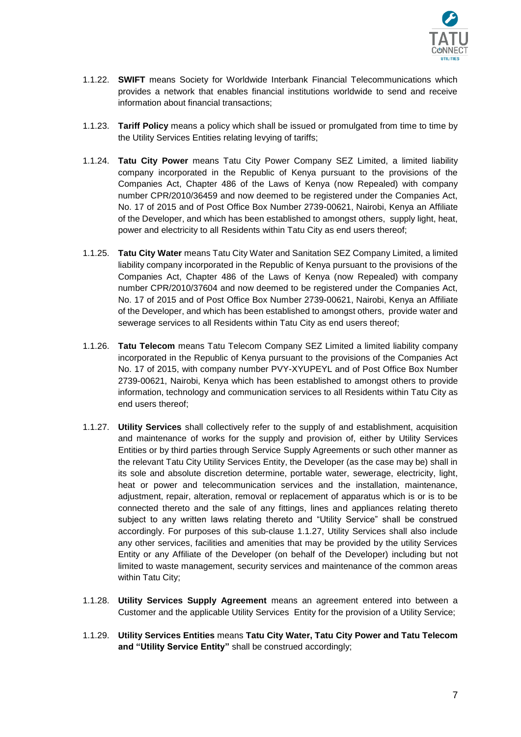1.1.22. **SWIFT** means Society for Worldwide Interbank Financial Telecommunications which provides a network that enables financial institutions worldwide to send and receive information about financial transactions;

1.1.23. **Tariff Policy** means a policy which shall be issued or promulgated from time to time by the Utility Services Entities relating levying of tariffs;

1.1.24. **Tatu City Power** means Tatu City Power Company SEZ Limited, a limited liability company incorporated in the Republic of Kenya pursuant to the provisions of the Companies Act, Chapter 486 of the Laws of Kenya (now Repealed) with company number CPR/2010/36459 and now deemed to be registered under the Companies Act, No. 17 of 2015 and of Post Office Box Number 2739-00621, Nairobi, Kenya an Affiliate of the Developer, and which has been established to amongst others, supply light, heat, power and electricity to all Residents within Tatu City as end users thereof;

1.1.25. **Tatu City Water** means Tatu City Water and Sanitation SEZ Company Limited, a limited liability company incorporated in the Republic of Kenya pursuant to the provisions of the Companies Act, Chapter 486 of the Laws of Kenya (now Repealed) with company number CPR/2010/37604 and now deemed to be registered under the Companies Act, No. 17 of 2015 and of Post Office Box Number 2739-00621, Nairobi, Kenya an Affiliate of the Developer, and which has been established to amongst others, provide water and sewerage services to all Residents within Tatu City as end users thereof;

1.1.26. **Tatu Telecom** means Tatu Telecom Company SEZ Limited a limited liability company incorporated in the Republic of Kenya pursuant to the provisions of the Companies Act No. 17 of 2015, with company number PVY-XYUPEYL and of Post Office Box Number 2739-00621, Nairobi, Kenya which has been established to amongst others to provide information, technology and communication services to all Residents within Tatu City as end users thereof;

1.1.27. **Utility Services** shall collectively refer to the supply of and establishment, acquisition and maintenance of works for the supply and provision of, either by Utility Services Entities or by third parties through Service Supply Agreements or such other manner as the relevant Tatu City Utility Services Entity, the Developer (as the case may be) shall in its sole and absolute discretion determine, portable water, sewerage, electricity, light, heat or power and telecommunication services and the installation, maintenance, adjustment, repair, alteration, removal or replacement of apparatus which is or is to be connected thereto and the sale of any fittings, lines and appliances relating thereto subject to any written laws relating thereto and "Utility Service" shall be construed accordingly. For purposes of this sub-clause 1.1.27, Utility Services shall also include any other services, facilities and amenities that may be provided by the utility Services Entity or any Affiliate of the Developer (on behalf of the Developer) including but not limited to waste management, security services and maintenance of the common areas within Tatu City;

1.1.28. **Utility Services Supply Agreement** means an agreement entered into between a Customer and the applicable Utility Services Entity for the provision of a Utility Service;

1.1.29. **Utility Services Entities** means **Tatu City Water, Tatu City Power and Tatu Telecom and "Utility Service Entity"** shall be construed accordingly;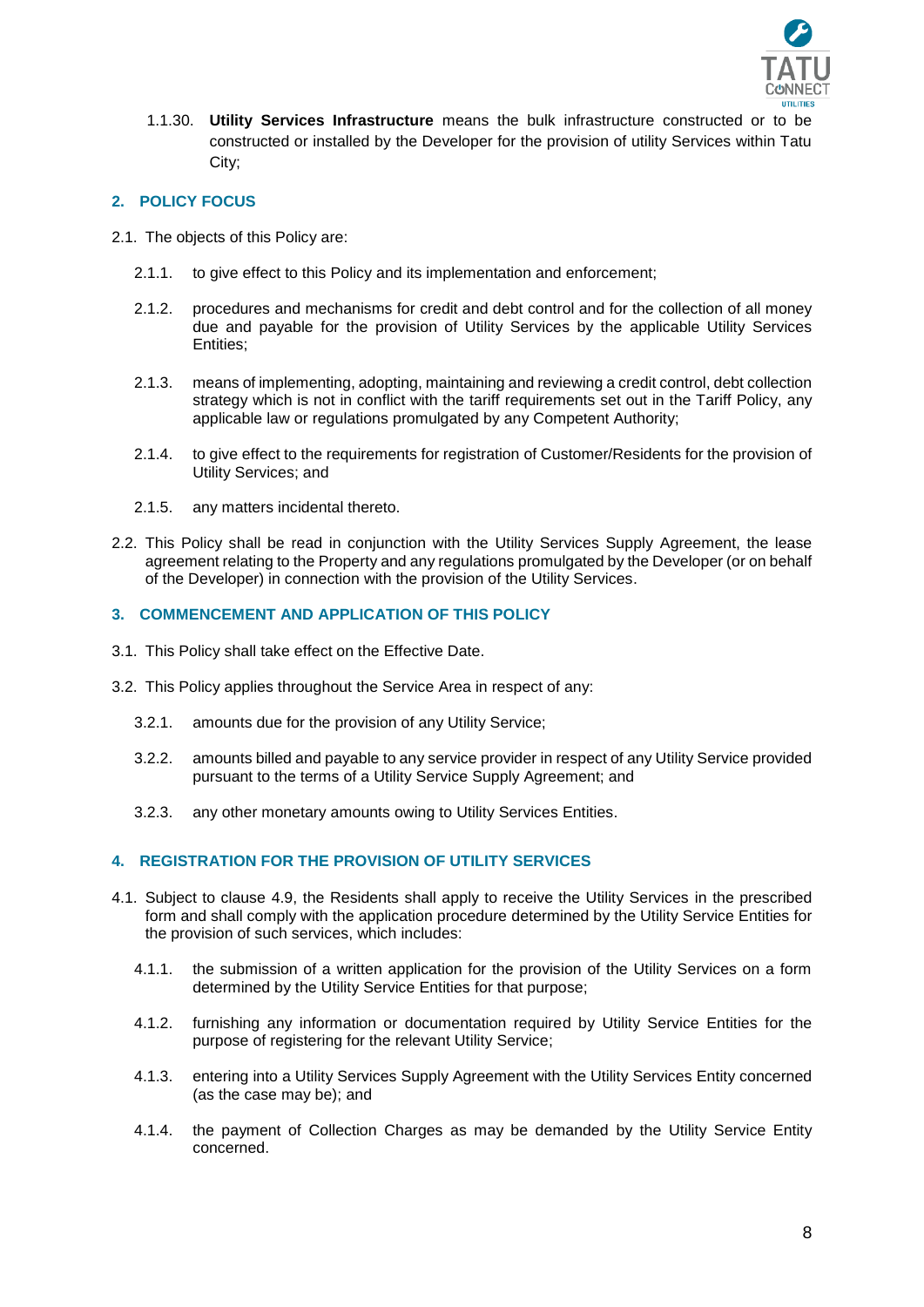1.1.30. **Utility Services Infrastructure** means the bulk infrastructure constructed or to be constructed or installed by the Developer for the provision of utility Services within Tatu City;

## 2. POLICY FOCUS

2.1. The objects of this Policy are:

2.1.1. to give effect to this Policy and its implementation and enforcement;

2.1.2. procedures and mechanisms for credit and debt control and for the collection of all money due and payable for the provision of Utility Services by the applicable Utility Services Entities;

2.1.3. means of implementing, adopting, maintaining and reviewing a credit control, debt collection strategy which is not in conflict with the tariff requirements set out in the Tariff Policy, any applicable law or regulations promulgated by any Competent Authority;

2.1.4. to give effect to the requirements for registration of Customer/Residents for the provision of Utility Services; and

2.1.5. any matters incidental thereto.

2.2. This Policy shall be read in conjunction with the Utility Services Supply Agreement, the lease agreement relating to the Property and any regulations promulgated by the Developer (or on behalf of the Developer) in connection with the provision of the Utility Services.

## 3. COMMENCEMENT AND APPLICATION OF THIS POLICY

3.1. This Policy shall take effect on the Effective Date.

3.2. This Policy applies throughout the Service Area in respect of any:

3.2.1. amounts due for the provision of any Utility Service;

3.2.2. amounts billed and payable to any service provider in respect of any Utility Service provided pursuant to the terms of a Utility Service Supply Agreement; and

3.2.3. any other monetary amounts owing to Utility Services Entities.

## 4. REGISTRATION FOR THE PROVISION OF UTILITY SERVICES

4.1. Subject to clause 4.9, the Residents shall apply to receive the Utility Services in the prescribed form and shall comply with the application procedure determined by the Utility Service Entities for the provision of such services, which includes:

4.1.1. the submission of a written application for the provision of the Utility Services on a form determined by the Utility Service Entities for that purpose;

4.1.2. furnishing any information or documentation required by Utility Service Entities for the purpose of registering for the relevant Utility Service;

4.1.3. entering into a Utility Services Supply Agreement with the Utility Services Entity concerned (as the case may be); and

4.1.4. the payment of Collection Charges as may be demanded by the Utility Service Entity concerned.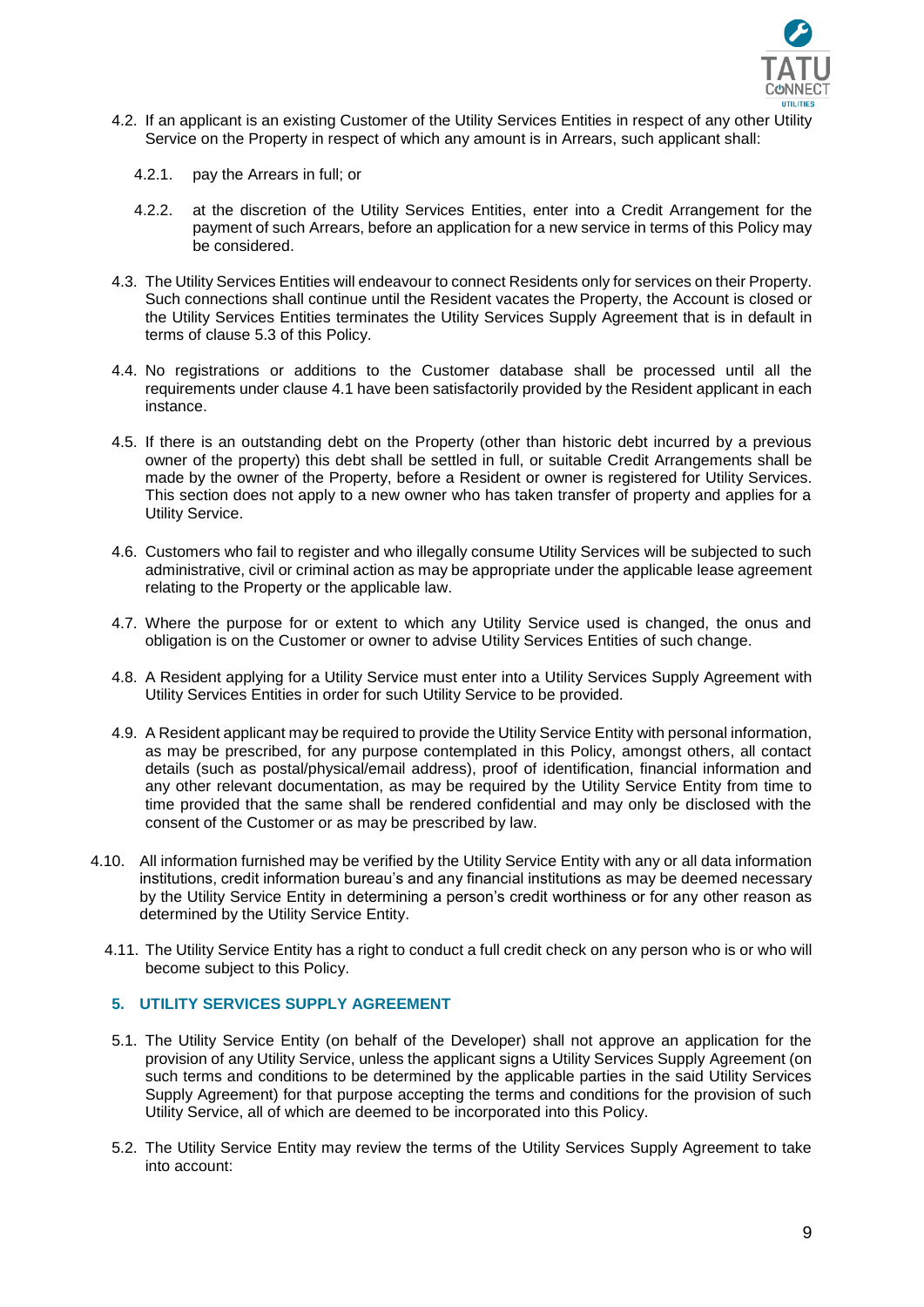4.2. If an applicant is an existing Customer of the Utility Services Entities in respect of any other Utility Service on the Property in respect of which any amount is in Arrears, such applicant shall:

4.2.1. pay the Arrears in full; or

4.2.2. at the discretion of the Utility Services Entities, enter into a Credit Arrangement for the payment of such Arrears, before an application for a new service in terms of this Policy may be considered.

4.3. The Utility Services Entities will endeavour to connect Residents only for services on their Property. Such connections shall continue until the Resident vacates the Property, the Account is closed or the Utility Services Entities terminates the Utility Services Supply Agreement that is in default in terms of clause 5.3 of this Policy.

4.4. No registrations or additions to the Customer database shall be processed until all the requirements under clause 4.1 have been satisfactorily provided by the Resident applicant in each instance.

4.5. If there is an outstanding debt on the Property (other than historic debt incurred by a previous owner of the property) this debt shall be settled in full, or suitable Credit Arrangements shall be made by the owner of the Property, before a Resident or owner is registered for Utility Services. This section does not apply to a new owner who has taken transfer of property and applies for a Utility Service.

4.6. Customers who fail to register and who illegally consume Utility Services will be subjected to such administrative, civil or criminal action as may be appropriate under the applicable lease agreement relating to the Property or the applicable law.

4.7. Where the purpose for or extent to which any Utility Service used is changed, the onus and obligation is on the Customer or owner to advise Utility Services Entities of such change.

4.8. A Resident applying for a Utility Service must enter into a Utility Services Supply Agreement with Utility Services Entities in order for such Utility Service to be provided.

4.9. A Resident applicant may be required to provide the Utility Service Entity with personal information, as may be prescribed, for any purpose contemplated in this Policy, amongst others, all contact details (such as postal/physical/email address), proof of identification, financial information and any other relevant documentation, as may be required by the Utility Service Entity from time to time provided that the same shall be rendered confidential and may only be disclosed with the consent of the Customer or as may be prescribed by law.

4.10. All information furnished may be verified by the Utility Service Entity with any or all data information institutions, credit information bureau's and any financial institutions as may be deemed necessary by the Utility Service Entity in determining a person's credit worthiness or for any other reason as determined by the Utility Service Entity.

4.11. The Utility Service Entity has a right to conduct a full credit check on any person who is or who will become subject to this Policy.

## 5. UTILITY SERVICES SUPPLY AGREEMENT

5.1. The Utility Service Entity (on behalf of the Developer) shall not approve an application for the provision of any Utility Service, unless the applicant signs a Utility Services Supply Agreement (on such terms and conditions to be determined by the applicable parties in the said Utility Services Supply Agreement) for that purpose accepting the terms and conditions for the provision of such Utility Service, all of which are deemed to be incorporated into this Policy.

5.2. The Utility Service Entity may review the terms of the Utility Services Supply Agreement to take into account: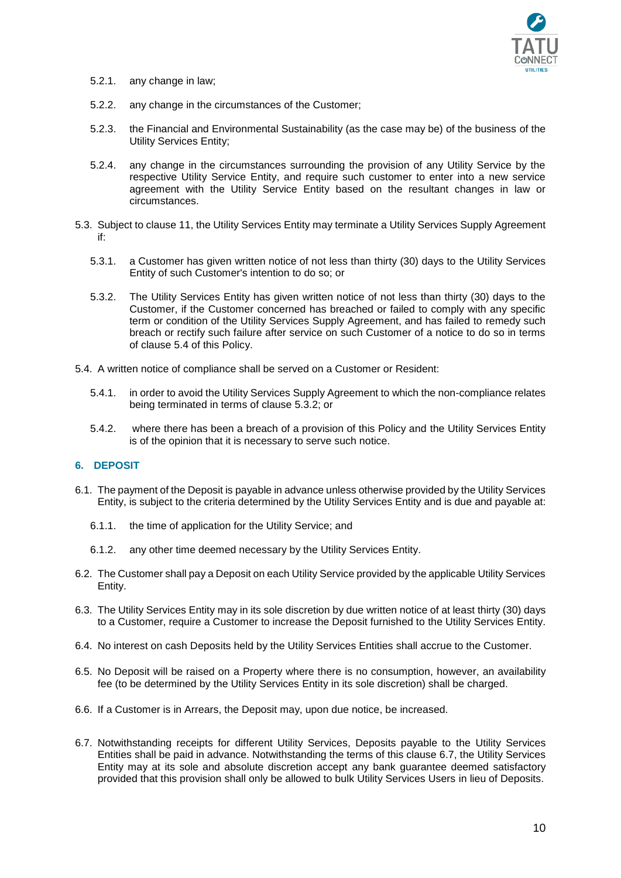5.2.1. any change in law;

5.2.2. any change in the circumstances of the Customer;

5.2.3. the Financial and Environmental Sustainability (as the case may be) of the business of the Utility Services Entity;

5.2.4. any change in the circumstances surrounding the provision of any Utility Service by the respective Utility Service Entity, and require such customer to enter into a new service agreement with the Utility Service Entity based on the resultant changes in law or circumstances.

5.3. Subject to clause 11, the Utility Services Entity may terminate a Utility Services Supply Agreement if:

5.3.1. a Customer has given written notice of not less than thirty (30) days to the Utility Services Entity of such Customer's intention to do so; or

5.3.2. The Utility Services Entity has given written notice of not less than thirty (30) days to the Customer, if the Customer concerned has breached or failed to comply with any specific term or condition of the Utility Services Supply Agreement, and has failed to remedy such breach or rectify such failure after service on such Customer of a notice to do so in terms of clause 5.4 of this Policy.

5.4. A written notice of compliance shall be served on a Customer or Resident:

5.4.1. in order to avoid the Utility Services Supply Agreement to which the non-compliance relates being terminated in terms of clause 5.3.2; or

5.4.2. where there has been a breach of a provision of this Policy and the Utility Services Entity is of the opinion that it is necessary to serve such notice.

## 6. DEPOSIT

6.1. The payment of the Deposit is payable in advance unless otherwise provided by the Utility Services Entity, is subject to the criteria determined by the Utility Services Entity and is due and payable at:

6.1.1. the time of application for the Utility Service; and

6.1.2. any other time deemed necessary by the Utility Services Entity.

6.2. The Customer shall pay a Deposit on each Utility Service provided by the applicable Utility Services Entity.

6.3. The Utility Services Entity may in its sole discretion by due written notice of at least thirty (30) days to a Customer, require a Customer to increase the Deposit furnished to the Utility Services Entity.

6.4. No interest on cash Deposits held by the Utility Services Entities shall accrue to the Customer.

6.5. No Deposit will be raised on a Property where there is no consumption, however, an availability fee (to be determined by the Utility Services Entity in its sole discretion) shall be charged.

6.6. If a Customer is in Arrears, the Deposit may, upon due notice, be increased.

6.7. Notwithstanding receipts for different Utility Services, Deposits payable to the Utility Services Entities shall be paid in advance. Notwithstanding the terms of this clause 6.7, the Utility Services Entity may at its sole and absolute discretion accept any bank guarantee deemed satisfactory provided that this provision shall only be allowed to bulk Utility Services Users in lieu of Deposits.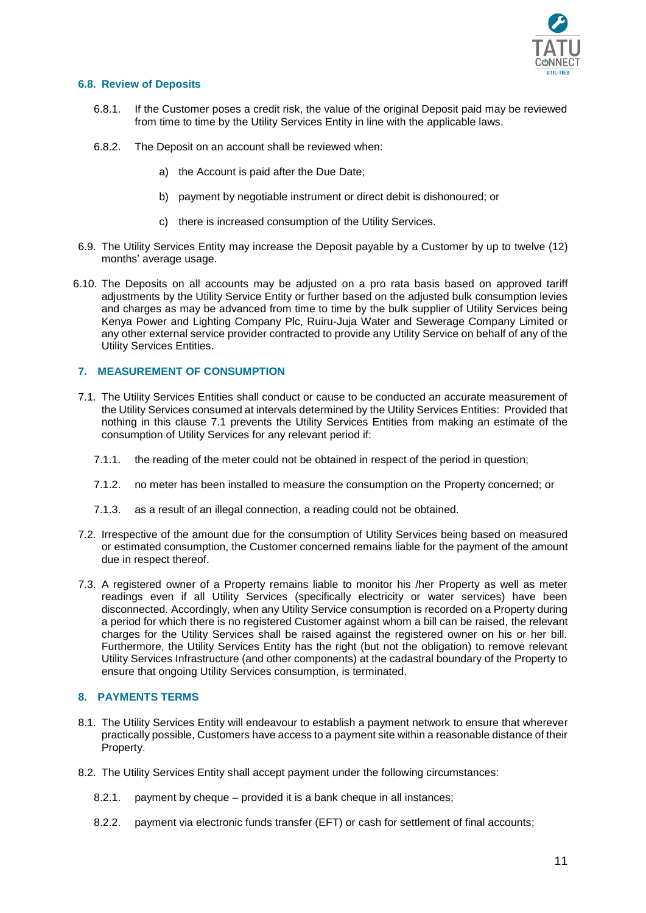### 6.8. Review of Deposits

6.8.1. If the Customer poses a credit risk, the value of the original Deposit paid may be reviewed from time to time by the Utility Services Entity in line with the applicable laws.

6.8.2. The Deposit on an account shall be reviewed when:

a) the Account is paid after the Due Date;

b) payment by negotiable instrument or direct debit is dishonoured; or

c) there is increased consumption of the Utility Services.

6.9. The Utility Services Entity may increase the Deposit payable by a Customer by up to twelve (12) months' average usage.

6.10. The Deposits on all accounts may be adjusted on a pro rata basis based on approved tariff adjustments by the Utility Service Entity or further based on the adjusted bulk consumption levies and charges as may be advanced from time to time by the bulk supplier of Utility Services being Kenya Power and Lighting Company Plc, Ruiru-Juja Water and Sewerage Company Limited or any other external service provider contracted to provide any Utility Service on behalf of any of the Utility Services Entities.

## 7. MEASUREMENT OF CONSUMPTION

7.1. The Utility Services Entities shall conduct or cause to be conducted an accurate measurement of the Utility Services consumed at intervals determined by the Utility Services Entities: Provided that nothing in this clause 7.1 prevents the Utility Services Entities from making an estimate of the consumption of Utility Services for any relevant period if:

7.1.1. the reading of the meter could not be obtained in respect of the period in question;

7.1.2. no meter has been installed to measure the consumption on the Property concerned; or

7.1.3. as a result of an illegal connection, a reading could not be obtained.

7.2. Irrespective of the amount due for the consumption of Utility Services being based on measured or estimated consumption, the Customer concerned remains liable for the payment of the amount due in respect thereof.

7.3. A registered owner of a Property remains liable to monitor his /her Property as well as meter readings even if all Utility Services (specifically electricity or water services) have been disconnected. Accordingly, when any Utility Service consumption is recorded on a Property during a period for which there is no registered Customer against whom a bill can be raised, the relevant charges for the Utility Services shall be raised against the registered owner on his or her bill. Furthermore, the Utility Services Entity has the right (but not the obligation) to remove relevant Utility Services Infrastructure (and other components) at the cadastral boundary of the Property to ensure that ongoing Utility Services consumption, is terminated.

## 8. PAYMENTS TERMS

8.1. The Utility Services Entity will endeavour to establish a payment network to ensure that wherever practically possible, Customers have access to a payment site within a reasonable distance of their Property.

8.2. The Utility Services Entity shall accept payment under the following circumstances:

8.2.1. payment by cheque – provided it is a bank cheque in all instances;

8.2.2. payment via electronic funds transfer (EFT) or cash for settlement of final accounts;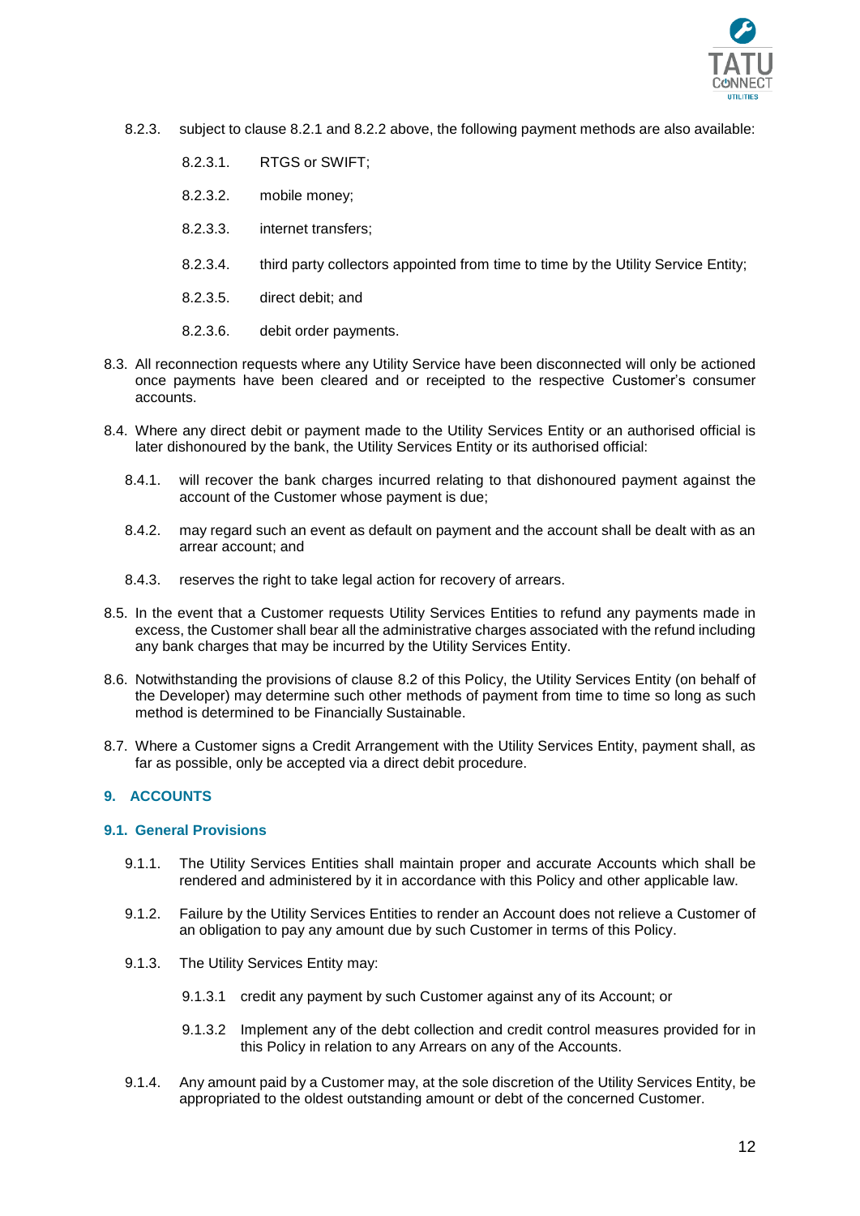8.2.3. subject to clause 8.2.1 and 8.2.2 above, the following payment methods are also available:

8.2.3.1. RTGS or SWIFT;

8.2.3.2. mobile money;

8.2.3.3. internet transfers;

8.2.3.4. third party collectors appointed from time to time by the Utility Service Entity;

8.2.3.5. direct debit; and

8.2.3.6. debit order payments.

8.3. All reconnection requests where any Utility Service have been disconnected will only be actioned once payments have been cleared and or receipted to the respective Customer's consumer accounts.

8.4. Where any direct debit or payment made to the Utility Services Entity or an authorised official is later dishonoured by the bank, the Utility Services Entity or its authorised official:

8.4.1. will recover the bank charges incurred relating to that dishonoured payment against the account of the Customer whose payment is due;

8.4.2. may regard such an event as default on payment and the account shall be dealt with as an arrear account; and

8.4.3. reserves the right to take legal action for recovery of arrears.

8.5. In the event that a Customer requests Utility Services Entities to refund any payments made in excess, the Customer shall bear all the administrative charges associated with the refund including any bank charges that may be incurred by the Utility Services Entity.

8.6. Notwithstanding the provisions of clause 8.2 of this Policy, the Utility Services Entity (on behalf of the Developer) may determine such other methods of payment from time to time so long as such method is determined to be Financially Sustainable.

8.7. Where a Customer signs a Credit Arrangement with the Utility Services Entity, payment shall, as far as possible, only be accepted via a direct debit procedure.

## 9. ACCOUNTS

### 9.1. General Provisions

9.1.1. The Utility Services Entities shall maintain proper and accurate Accounts which shall be rendered and administered by it in accordance with this Policy and other applicable law.

9.1.2. Failure by the Utility Services Entities to render an Account does not relieve a Customer of an obligation to pay any amount due by such Customer in terms of this Policy.

9.1.3. The Utility Services Entity may:

9.1.3.1 credit any payment by such Customer against any of its Account; or

9.1.3.2 Implement any of the debt collection and credit control measures provided for in this Policy in relation to any Arrears on any of the Accounts.

9.1.4. Any amount paid by a Customer may, at the sole discretion of the Utility Services Entity, be appropriated to the oldest outstanding amount or debt of the concerned Customer.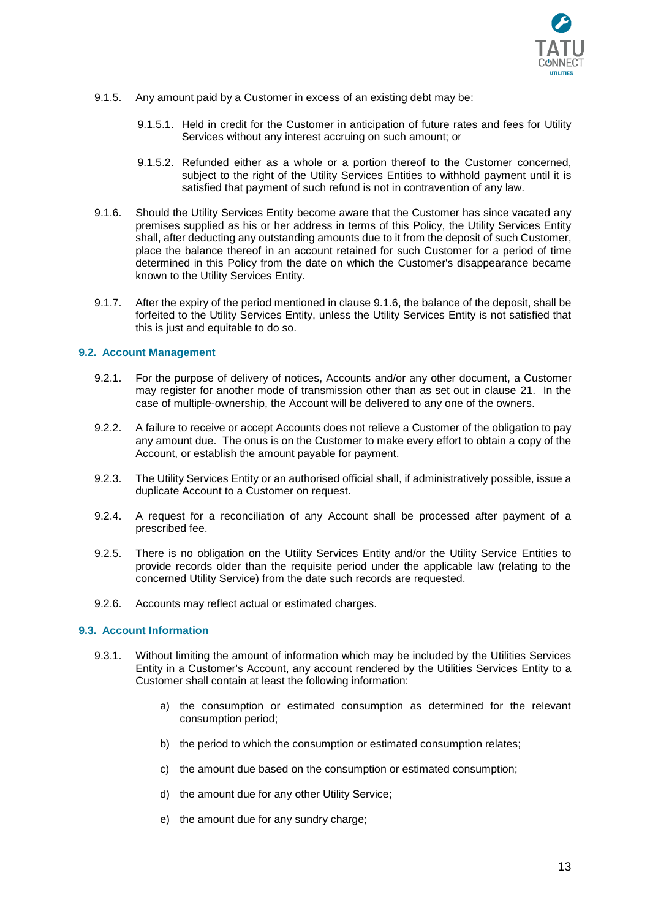9.1.5. Any amount paid by a Customer in excess of an existing debt may be:

9.1.5.1. Held in credit for the Customer in anticipation of future rates and fees for Utility Services without any interest accruing on such amount; or

9.1.5.2. Refunded either as a whole or a portion thereof to the Customer concerned, subject to the right of the Utility Services Entities to withhold payment until it is satisfied that payment of such refund is not in contravention of any law.

9.1.6. Should the Utility Services Entity become aware that the Customer has since vacated any premises supplied as his or her address in terms of this Policy, the Utility Services Entity shall, after deducting any outstanding amounts due to it from the deposit of such Customer, place the balance thereof in an account retained for such Customer for a period of time determined in this Policy from the date on which the Customer's disappearance became known to the Utility Services Entity.

9.1.7. After the expiry of the period mentioned in clause 9.1.6, the balance of the deposit, shall be forfeited to the Utility Services Entity, unless the Utility Services Entity is not satisfied that this is just and equitable to do so.

### 9.2. Account Management

9.2.1. For the purpose of delivery of notices, Accounts and/or any other document, a Customer may register for another mode of transmission other than as set out in clause 21. In the case of multiple-ownership, the Account will be delivered to any one of the owners.

9.2.2. A failure to receive or accept Accounts does not relieve a Customer of the obligation to pay any amount due. The onus is on the Customer to make every effort to obtain a copy of the Account, or establish the amount payable for payment.

9.2.3. The Utility Services Entity or an authorised official shall, if administratively possible, issue a duplicate Account to a Customer on request.

9.2.4. A request for a reconciliation of any Account shall be processed after payment of a prescribed fee.

9.2.5. There is no obligation on the Utility Services Entity and/or the Utility Service Entities to provide records older than the requisite period under the applicable law (relating to the concerned Utility Service) from the date such records are requested.

9.2.6. Accounts may reflect actual or estimated charges.

### 9.3. Account Information

9.3.1. Without limiting the amount of information which may be included by the Utilities Services Entity in a Customer's Account, any account rendered by the Utilities Services Entity to a Customer shall contain at least the following information:

a) the consumption or estimated consumption as determined for the relevant consumption period;

b) the period to which the consumption or estimated consumption relates;

c) the amount due based on the consumption or estimated consumption;

d) the amount due for any other Utility Service;

e) the amount due for any sundry charge;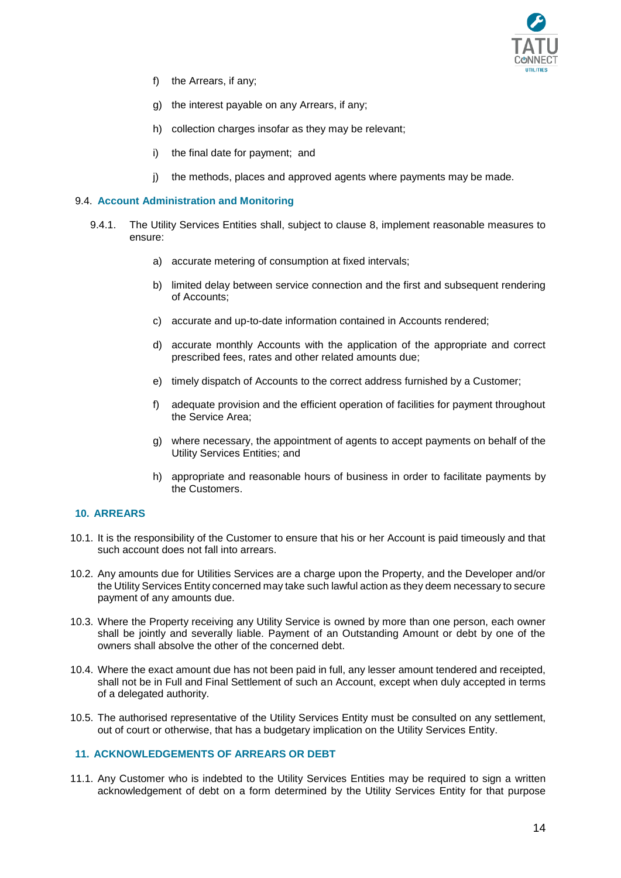f) the Arrears, if any;

g) the interest payable on any Arrears, if any;

h) collection charges insofar as they may be relevant;

i) the final date for payment; and

j) the methods, places and approved agents where payments may be made.

### 9.4. Account Administration and Monitoring

9.4.1. The Utility Services Entities shall, subject to clause 8, implement reasonable measures to ensure:

a) accurate metering of consumption at fixed intervals;

b) limited delay between service connection and the first and subsequent rendering of Accounts;

c) accurate and up-to-date information contained in Accounts rendered;

d) accurate monthly Accounts with the application of the appropriate and correct prescribed fees, rates and other related amounts due;

e) timely dispatch of Accounts to the correct address furnished by a Customer;

f) adequate provision and the efficient operation of facilities for payment throughout the Service Area;

g) where necessary, the appointment of agents to accept payments on behalf of the Utility Services Entities; and

h) appropriate and reasonable hours of business in order to facilitate payments by the Customers.

## 10. ARREARS

10.1. It is the responsibility of the Customer to ensure that his or her Account is paid timeously and that such account does not fall into arrears.

10.2. Any amounts due for Utilities Services are a charge upon the Property, and the Developer and/or the Utility Services Entity concerned may take such lawful action as they deem necessary to secure payment of any amounts due.

10.3. Where the Property receiving any Utility Service is owned by more than one person, each owner shall be jointly and severally liable. Payment of an Outstanding Amount or debt by one of the owners shall absolve the other of the concerned debt.

10.4. Where the exact amount due has not been paid in full, any lesser amount tendered and receipted, shall not be in Full and Final Settlement of such an Account, except when duly accepted in terms of a delegated authority.

10.5. The authorised representative of the Utility Services Entity must be consulted on any settlement, out of court or otherwise, that has a budgetary implication on the Utility Services Entity.

## 11. ACKNOWLEDGEMENTS OF ARREARS OR DEBT

11.1. Any Customer who is indebted to the Utility Services Entities may be required to sign a written acknowledgement of debt on a form determined by the Utility Services Entity for that purpose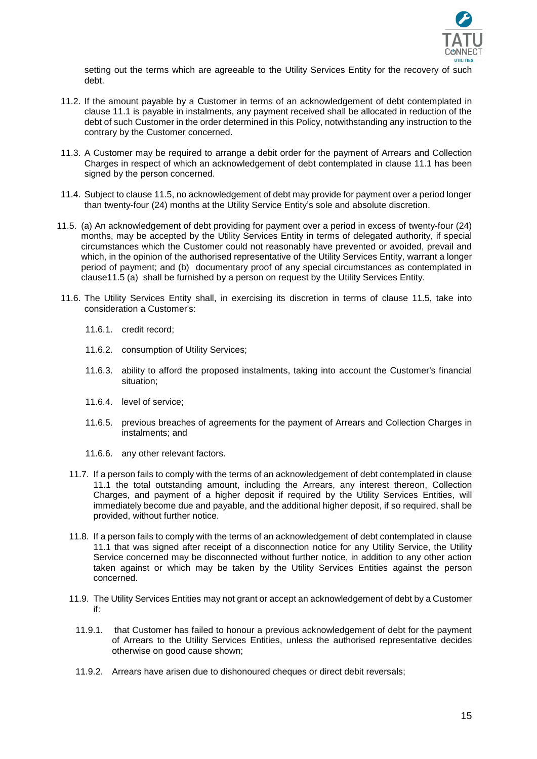setting out the terms which are agreeable to the Utility Services Entity for the recovery of such debt.

11.2. If the amount payable by a Customer in terms of an acknowledgement of debt contemplated in clause 11.1 is payable in instalments, any payment received shall be allocated in reduction of the debt of such Customer in the order determined in this Policy, notwithstanding any instruction to the contrary by the Customer concerned.

11.3. A Customer may be required to arrange a debit order for the payment of Arrears and Collection Charges in respect of which an acknowledgement of debt contemplated in clause 11.1 has been signed by the person concerned.

11.4. Subject to clause 11.5, no acknowledgement of debt may provide for payment over a period longer than twenty-four (24) months at the Utility Service Entity's sole and absolute discretion.

11.5. (a) An acknowledgement of debt providing for payment over a period in excess of twenty-four (24) months, may be accepted by the Utility Services Entity in terms of delegated authority, if special circumstances which the Customer could not reasonably have prevented or avoided, prevail and which, in the opinion of the authorised representative of the Utility Services Entity, warrant a longer period of payment; and (b) documentary proof of any special circumstances as contemplated in clause11.5 (a) shall be furnished by a person on request by the Utility Services Entity.

11.6. The Utility Services Entity shall, in exercising its discretion in terms of clause 11.5, take into consideration a Customer's:

11.6.1. credit record;

11.6.2. consumption of Utility Services;

11.6.3. ability to afford the proposed instalments, taking into account the Customer's financial situation;

11.6.4. level of service;

11.6.5. previous breaches of agreements for the payment of Arrears and Collection Charges in instalments; and

11.6.6. any other relevant factors.

11.7. If a person fails to comply with the terms of an acknowledgement of debt contemplated in clause 11.1 the total outstanding amount, including the Arrears, any interest thereon, Collection Charges, and payment of a higher deposit if required by the Utility Services Entities, will immediately become due and payable, and the additional higher deposit, if so required, shall be provided, without further notice.

11.8. If a person fails to comply with the terms of an acknowledgement of debt contemplated in clause 11.1 that was signed after receipt of a disconnection notice for any Utility Service, the Utility Service concerned may be disconnected without further notice, in addition to any other action taken against or which may be taken by the Utility Services Entities against the person concerned.

11.9. The Utility Services Entities may not grant or accept an acknowledgement of debt by a Customer if:

11.9.1. that Customer has failed to honour a previous acknowledgement of debt for the payment of Arrears to the Utility Services Entities, unless the authorised representative decides otherwise on good cause shown;

11.9.2. Arrears have arisen due to dishonoured cheques or direct debit reversals;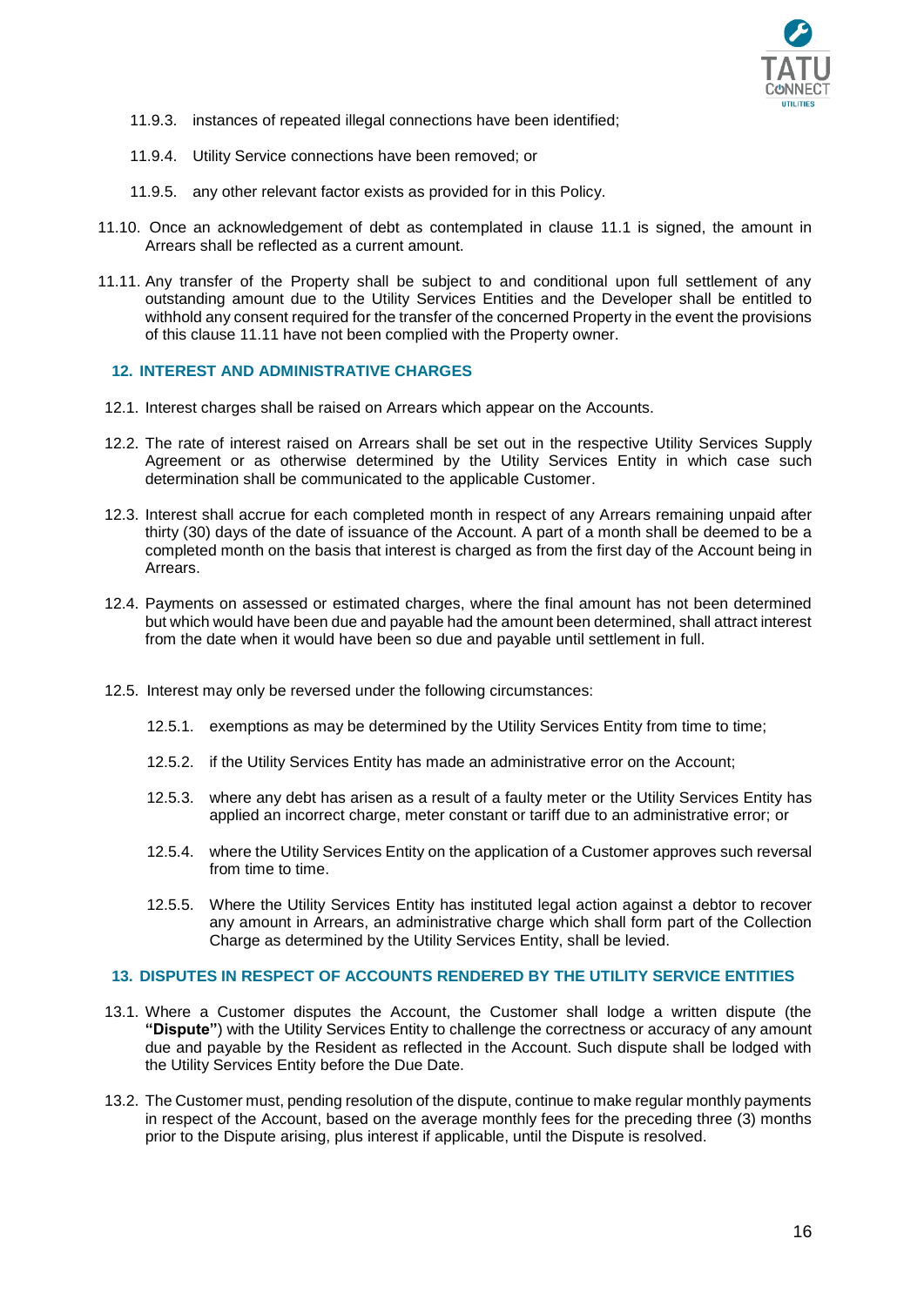11.9.3. instances of repeated illegal connections have been identified;

11.9.4. Utility Service connections have been removed; or

11.9.5. any other relevant factor exists as provided for in this Policy.

11.10. Once an acknowledgement of debt as contemplated in clause 11.1 is signed, the amount in Arrears shall be reflected as a current amount.

11.11. Any transfer of the Property shall be subject to and conditional upon full settlement of any outstanding amount due to the Utility Services Entities and the Developer shall be entitled to withhold any consent required for the transfer of the concerned Property in the event the provisions of this clause 11.11 have not been complied with the Property owner.

## 12. INTEREST AND ADMINISTRATIVE CHARGES

12.1. Interest charges shall be raised on Arrears which appear on the Accounts.

12.2. The rate of interest raised on Arrears shall be set out in the respective Utility Services Supply Agreement or as otherwise determined by the Utility Services Entity in which case such determination shall be communicated to the applicable Customer.

12.3. Interest shall accrue for each completed month in respect of any Arrears remaining unpaid after thirty (30) days of the date of issuance of the Account. A part of a month shall be deemed to be a completed month on the basis that interest is charged as from the first day of the Account being in Arrears.

12.4. Payments on assessed or estimated charges, where the final amount has not been determined but which would have been due and payable had the amount been determined, shall attract interest from the date when it would have been so due and payable until settlement in full.

12.5. Interest may only be reversed under the following circumstances:

12.5.1. exemptions as may be determined by the Utility Services Entity from time to time;

12.5.2. if the Utility Services Entity has made an administrative error on the Account;

12.5.3. where any debt has arisen as a result of a faulty meter or the Utility Services Entity has applied an incorrect charge, meter constant or tariff due to an administrative error; or

12.5.4. where the Utility Services Entity on the application of a Customer approves such reversal from time to time.

12.5.5. Where the Utility Services Entity has instituted legal action against a debtor to recover any amount in Arrears, an administrative charge which shall form part of the Collection Charge as determined by the Utility Services Entity, shall be levied.

## 13. DISPUTES IN RESPECT OF ACCOUNTS RENDERED BY THE UTILITY SERVICE ENTITIES

13.1. Where a Customer disputes the Account, the Customer shall lodge a written dispute (the **"Dispute"**) with the Utility Services Entity to challenge the correctness or accuracy of any amount due and payable by the Resident as reflected in the Account. Such dispute shall be lodged with the Utility Services Entity before the Due Date.

13.2. The Customer must, pending resolution of the dispute, continue to make regular monthly payments in respect of the Account, based on the average monthly fees for the preceding three (3) months prior to the Dispute arising, plus interest if applicable, until the Dispute is resolved.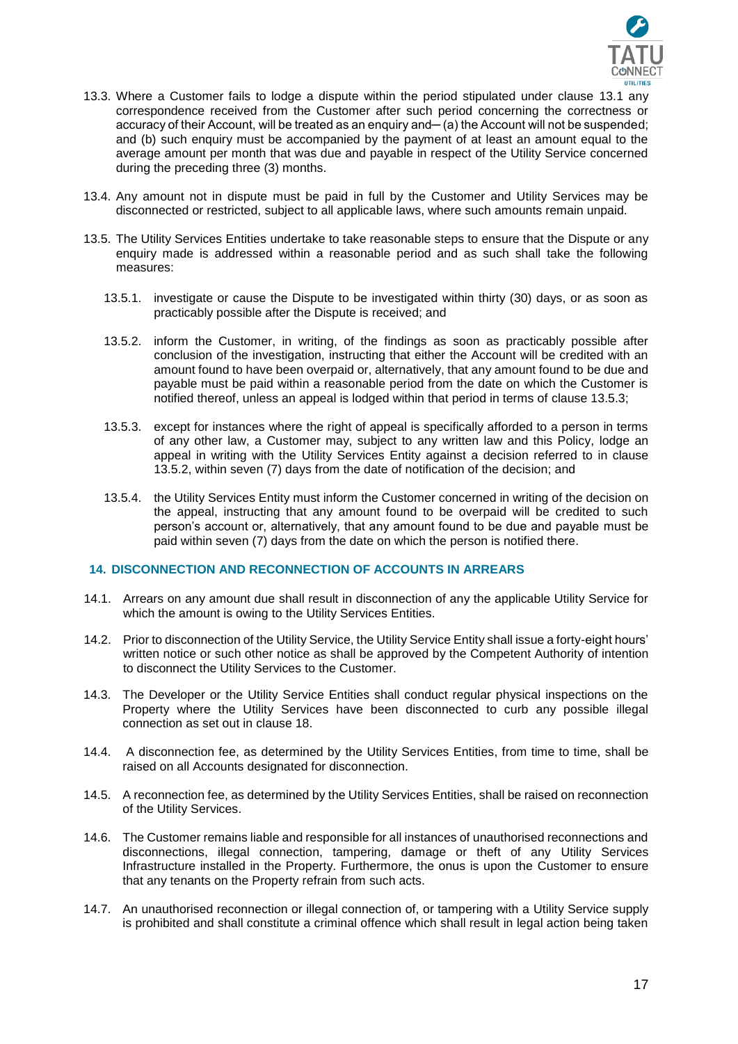13.3. Where a Customer fails to lodge a dispute within the period stipulated under clause 13.1 any correspondence received from the Customer after such period concerning the correctness or accuracy of their Account, will be treated as an enquiry and– (a) the Account will not be suspended; and (b) such enquiry must be accompanied by the payment of at least an amount equal to the average amount per month that was due and payable in respect of the Utility Service concerned during the preceding three (3) months.

13.4. Any amount not in dispute must be paid in full by the Customer and Utility Services may be disconnected or restricted, subject to all applicable laws, where such amounts remain unpaid.

13.5. The Utility Services Entities undertake to take reasonable steps to ensure that the Dispute or any enquiry made is addressed within a reasonable period and as such shall take the following measures:

13.5.1. investigate or cause the Dispute to be investigated within thirty (30) days, or as soon as practicably possible after the Dispute is received; and

13.5.2. inform the Customer, in writing, of the findings as soon as practicably possible after conclusion of the investigation, instructing that either the Account will be credited with an amount found to have been overpaid or, alternatively, that any amount found to be due and payable must be paid within a reasonable period from the date on which the Customer is notified thereof, unless an appeal is lodged within that period in terms of clause 13.5.3;

13.5.3. except for instances where the right of appeal is specifically afforded to a person in terms of any other law, a Customer may, subject to any written law and this Policy, lodge an appeal in writing with the Utility Services Entity against a decision referred to in clause 13.5.2, within seven (7) days from the date of notification of the decision; and

13.5.4. the Utility Services Entity must inform the Customer concerned in writing of the decision on the appeal, instructing that any amount found to be overpaid will be credited to such person's account or, alternatively, that any amount found to be due and payable must be paid within seven (7) days from the date on which the person is notified there.

## 14. DISCONNECTION AND RECONNECTION OF ACCOUNTS IN ARREARS

14.1. Arrears on any amount due shall result in disconnection of any the applicable Utility Service for which the amount is owing to the Utility Services Entities.

14.2. Prior to disconnection of the Utility Service, the Utility Service Entity shall issue a forty-eight hours' written notice or such other notice as shall be approved by the Competent Authority of intention to disconnect the Utility Services to the Customer.

14.3. The Developer or the Utility Service Entities shall conduct regular physical inspections on the Property where the Utility Services have been disconnected to curb any possible illegal connection as set out in clause 18.

14.4. A disconnection fee, as determined by the Utility Services Entities, from time to time, shall be raised on all Accounts designated for disconnection.

14.5. A reconnection fee, as determined by the Utility Services Entities, shall be raised on reconnection of the Utility Services.

14.6. The Customer remains liable and responsible for all instances of unauthorised reconnections and disconnections, illegal connection, tampering, damage or theft of any Utility Services Infrastructure installed in the Property. Furthermore, the onus is upon the Customer to ensure that any tenants on the Property refrain from such acts.

14.7. An unauthorised reconnection or illegal connection of, or tampering with a Utility Service supply is prohibited and shall constitute a criminal offence which shall result in legal action being taken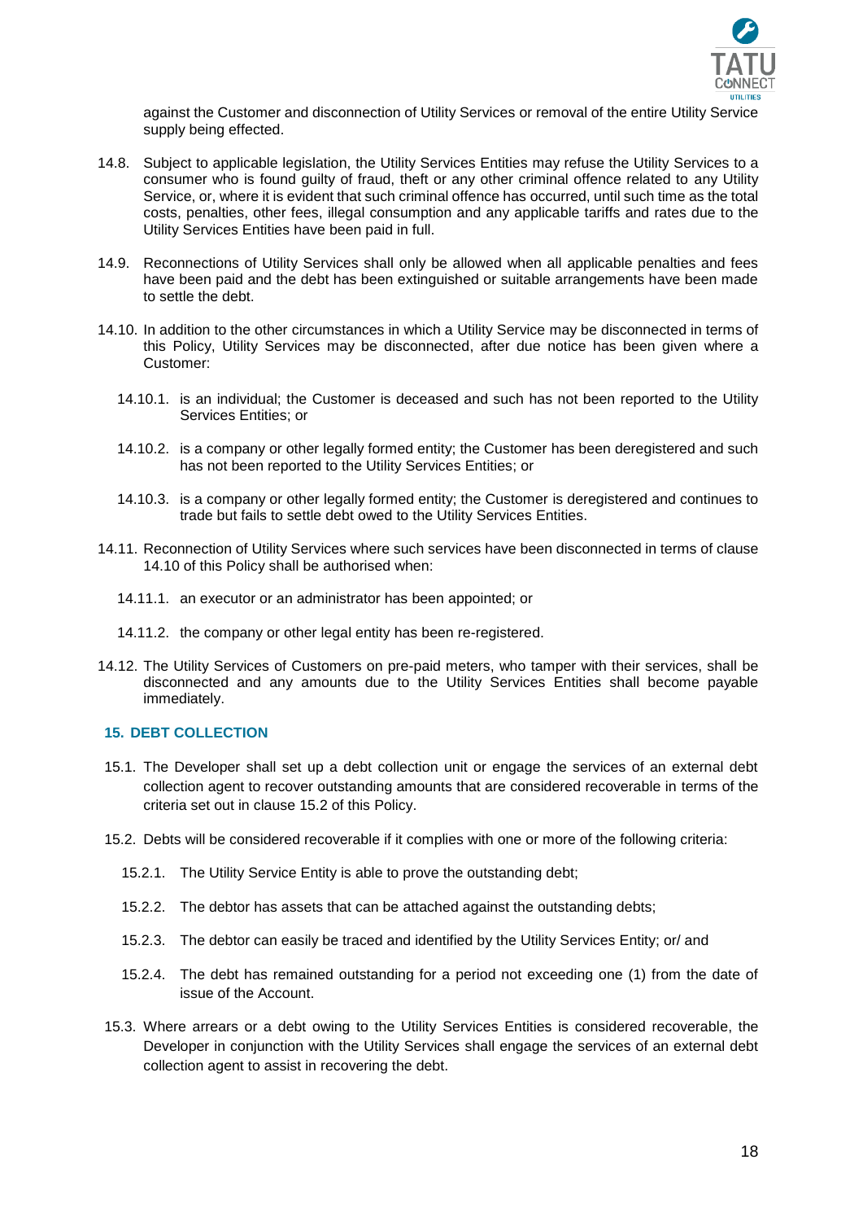against the Customer and disconnection of Utility Services or removal of the entire Utility Service supply being effected.

14.8. Subject to applicable legislation, the Utility Services Entities may refuse the Utility Services to a consumer who is found guilty of fraud, theft or any other criminal offence related to any Utility Service, or, where it is evident that such criminal offence has occurred, until such time as the total costs, penalties, other fees, illegal consumption and any applicable tariffs and rates due to the Utility Services Entities have been paid in full.

14.9. Reconnections of Utility Services shall only be allowed when all applicable penalties and fees have been paid and the debt has been extinguished or suitable arrangements have been made to settle the debt.

14.10. In addition to the other circumstances in which a Utility Service may be disconnected in terms of this Policy, Utility Services may be disconnected, after due notice has been given where a Customer:

14.10.1. is an individual; the Customer is deceased and such has not been reported to the Utility Services Entities; or

14.10.2. is a company or other legally formed entity; the Customer has been deregistered and such has not been reported to the Utility Services Entities; or

14.10.3. is a company or other legally formed entity; the Customer is deregistered and continues to trade but fails to settle debt owed to the Utility Services Entities.

14.11. Reconnection of Utility Services where such services have been disconnected in terms of clause 14.10 of this Policy shall be authorised when:

14.11.1. an executor or an administrator has been appointed; or

14.11.2. the company or other legal entity has been re-registered.

14.12. The Utility Services of Customers on pre-paid meters, who tamper with their services, shall be disconnected and any amounts due to the Utility Services Entities shall become payable immediately.

## 15. DEBT COLLECTION

15.1. The Developer shall set up a debt collection unit or engage the services of an external debt collection agent to recover outstanding amounts that are considered recoverable in terms of the criteria set out in clause 15.2 of this Policy.

15.2. Debts will be considered recoverable if it complies with one or more of the following criteria:

15.2.1. The Utility Service Entity is able to prove the outstanding debt;

15.2.2. The debtor has assets that can be attached against the outstanding debts;

15.2.3. The debtor can easily be traced and identified by the Utility Services Entity; or/ and

15.2.4. The debt has remained outstanding for a period not exceeding one (1) from the date of issue of the Account.

15.3. Where arrears or a debt owing to the Utility Services Entities is considered recoverable, the Developer in conjunction with the Utility Services shall engage the services of an external debt collection agent to assist in recovering the debt.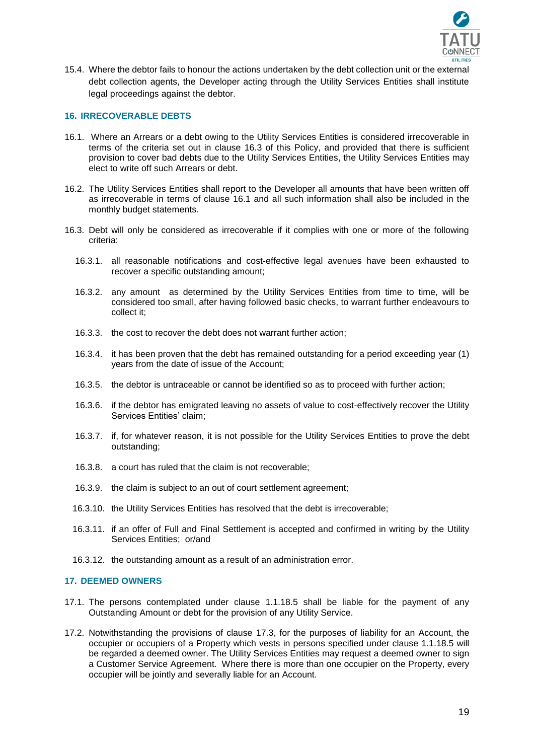15.4. Where the debtor fails to honour the actions undertaken by the debt collection unit or the external debt collection agents, the Developer acting through the Utility Services Entities shall institute legal proceedings against the debtor.

## 16. IRRECOVERABLE DEBTS

16.1. Where an Arrears or a debt owing to the Utility Services Entities is considered irrecoverable in terms of the criteria set out in clause 16.3 of this Policy, and provided that there is sufficient provision to cover bad debts due to the Utility Services Entities, the Utility Services Entities may elect to write off such Arrears or debt.

16.2. The Utility Services Entities shall report to the Developer all amounts that have been written off as irrecoverable in terms of clause 16.1 and all such information shall also be included in the monthly budget statements.

16.3. Debt will only be considered as irrecoverable if it complies with one or more of the following criteria:

16.3.1. all reasonable notifications and cost-effective legal avenues have been exhausted to recover a specific outstanding amount;

16.3.2. any amount as determined by the Utility Services Entities from time to time, will be considered too small, after having followed basic checks, to warrant further endeavours to collect it;

16.3.3. the cost to recover the debt does not warrant further action;

16.3.4. it has been proven that the debt has remained outstanding for a period exceeding year (1) years from the date of issue of the Account;

16.3.5. the debtor is untraceable or cannot be identified so as to proceed with further action;

16.3.6. if the debtor has emigrated leaving no assets of value to cost-effectively recover the Utility Services Entities' claim;

16.3.7. if, for whatever reason, it is not possible for the Utility Services Entities to prove the debt outstanding;

16.3.8. a court has ruled that the claim is not recoverable;

16.3.9. the claim is subject to an out of court settlement agreement;

16.3.10. the Utility Services Entities has resolved that the debt is irrecoverable;

16.3.11. if an offer of Full and Final Settlement is accepted and confirmed in writing by the Utility Services Entities; or/and

16.3.12. the outstanding amount as a result of an administration error.

## 17. DEEMED OWNERS

17.1. The persons contemplated under clause 1.1.18.5 shall be liable for the payment of any Outstanding Amount or debt for the provision of any Utility Service.

17.2. Notwithstanding the provisions of clause 17.3, for the purposes of liability for an Account, the occupier or occupiers of a Property which vests in persons specified under clause 1.1.18.5 will be regarded a deemed owner. The Utility Services Entities may request a deemed owner to sign a Customer Service Agreement. Where there is more than one occupier on the Property, every occupier will be jointly and severally liable for an Account.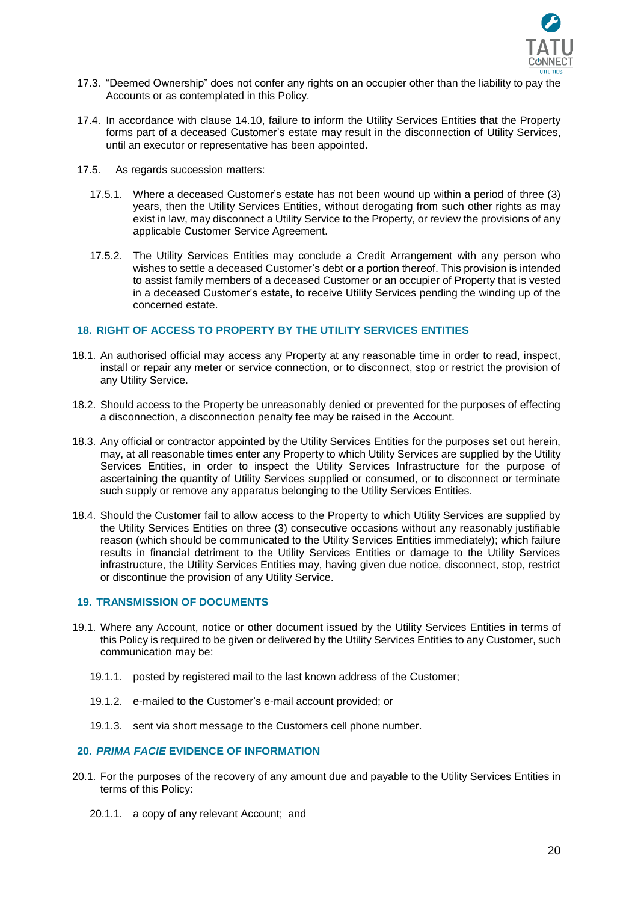17.3. "Deemed Ownership" does not confer any rights on an occupier other than the liability to pay the Accounts or as contemplated in this Policy.

17.4. In accordance with clause 14.10, failure to inform the Utility Services Entities that the Property forms part of a deceased Customer's estate may result in the disconnection of Utility Services, until an executor or representative has been appointed.

17.5. As regards succession matters:

17.5.1. Where a deceased Customer's estate has not been wound up within a period of three (3) years, then the Utility Services Entities, without derogating from such other rights as may exist in law, may disconnect a Utility Service to the Property, or review the provisions of any applicable Customer Service Agreement.

17.5.2. The Utility Services Entities may conclude a Credit Arrangement with any person who wishes to settle a deceased Customer's debt or a portion thereof. This provision is intended to assist family members of a deceased Customer or an occupier of Property that is vested in a deceased Customer's estate, to receive Utility Services pending the winding up of the concerned estate.

## 18. RIGHT OF ACCESS TO PROPERTY BY THE UTILITY SERVICES ENTITIES

18.1. An authorised official may access any Property at any reasonable time in order to read, inspect, install or repair any meter or service connection, or to disconnect, stop or restrict the provision of any Utility Service.

18.2. Should access to the Property be unreasonably denied or prevented for the purposes of effecting a disconnection, a disconnection penalty fee may be raised in the Account.

18.3. Any official or contractor appointed by the Utility Services Entities for the purposes set out herein, may, at all reasonable times enter any Property to which Utility Services are supplied by the Utility Services Entities, in order to inspect the Utility Services Infrastructure for the purpose of ascertaining the quantity of Utility Services supplied or consumed, or to disconnect or terminate such supply or remove any apparatus belonging to the Utility Services Entities.

18.4. Should the Customer fail to allow access to the Property to which Utility Services are supplied by the Utility Services Entities on three (3) consecutive occasions without any reasonably justifiable reason (which should be communicated to the Utility Services Entities immediately); which failure results in financial detriment to the Utility Services Entities or damage to the Utility Services infrastructure, the Utility Services Entities may, having given due notice, disconnect, stop, restrict or discontinue the provision of any Utility Service.

## 19. TRANSMISSION OF DOCUMENTS

19.1. Where any Account, notice or other document issued by the Utility Services Entities in terms of this Policy is required to be given or delivered by the Utility Services Entities to any Customer, such communication may be:

19.1.1. posted by registered mail to the last known address of the Customer;

19.1.2. e-mailed to the Customer's e-mail account provided; or

19.1.3. sent via short message to the Customers cell phone number.

## 20. *PRIMA FACIE* EVIDENCE OF INFORMATION

20.1. For the purposes of the recovery of any amount due and payable to the Utility Services Entities in terms of this Policy:

20.1.1. a copy of any relevant Account; and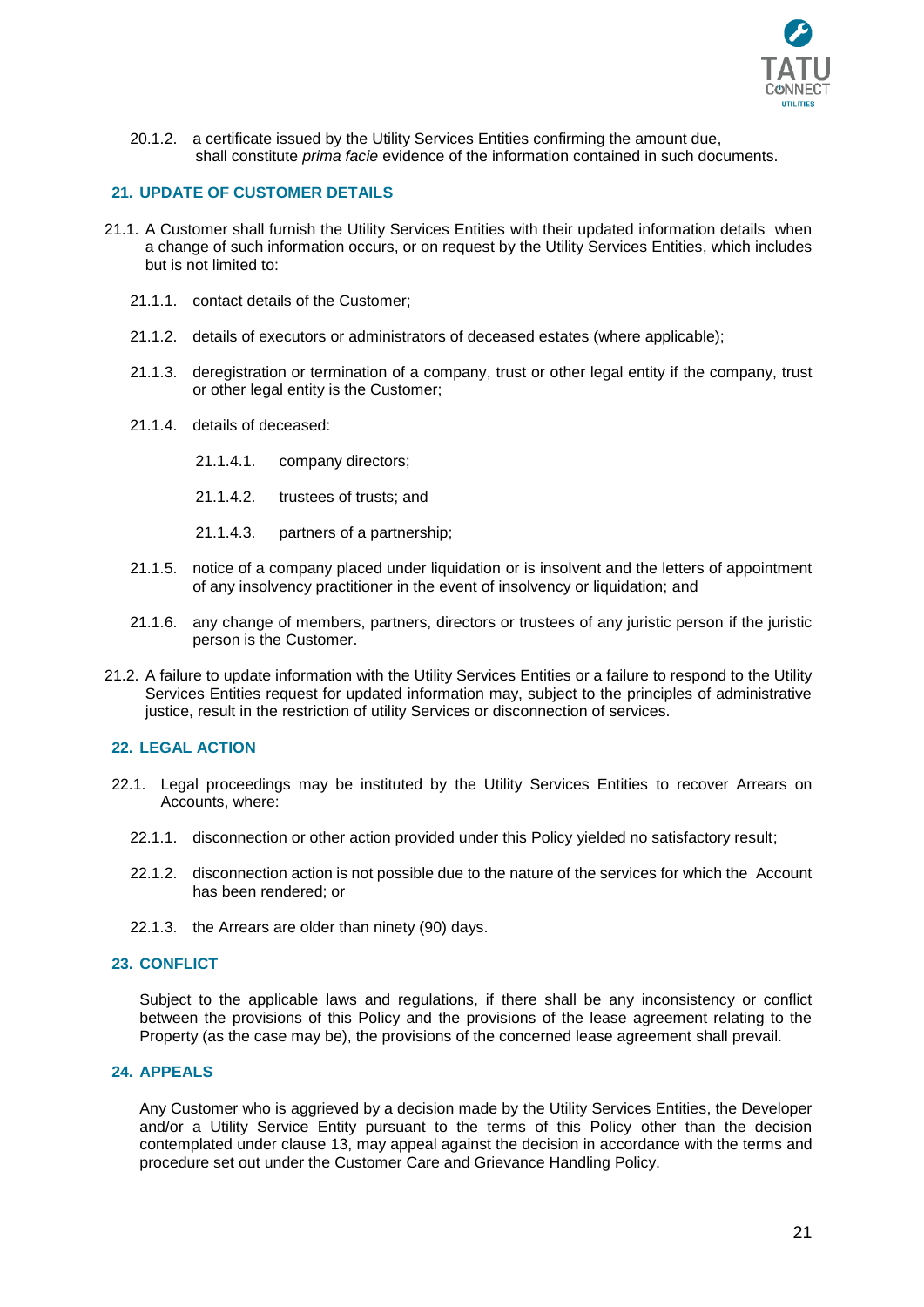20.1.2. a certificate issued by the Utility Services Entities confirming the amount due, shall constitute *prima facie* evidence of the information contained in such documents.

## 21. UPDATE OF CUSTOMER DETAILS

21.1. A Customer shall furnish the Utility Services Entities with their updated information details when a change of such information occurs, or on request by the Utility Services Entities, which includes but is not limited to:

21.1.1. contact details of the Customer;

21.1.2. details of executors or administrators of deceased estates (where applicable);

21.1.3. deregistration or termination of a company, trust or other legal entity if the company, trust or other legal entity is the Customer;

21.1.4. details of deceased:

21.1.4.1. company directors;

21.1.4.2. trustees of trusts; and

21.1.4.3. partners of a partnership;

21.1.5. notice of a company placed under liquidation or is insolvent and the letters of appointment of any insolvency practitioner in the event of insolvency or liquidation; and

21.1.6. any change of members, partners, directors or trustees of any juristic person if the juristic person is the Customer.

21.2. A failure to update information with the Utility Services Entities or a failure to respond to the Utility Services Entities request for updated information may, subject to the principles of administrative justice, result in the restriction of utility Services or disconnection of services.

## 22. LEGAL ACTION

22.1. Legal proceedings may be instituted by the Utility Services Entities to recover Arrears on Accounts, where:

22.1.1. disconnection or other action provided under this Policy yielded no satisfactory result;

22.1.2. disconnection action is not possible due to the nature of the services for which the Account has been rendered; or

22.1.3. the Arrears are older than ninety (90) days.

## 23. CONFLICT

Subject to the applicable laws and regulations, if there shall be any inconsistency or conflict between the provisions of this Policy and the provisions of the lease agreement relating to the Property (as the case may be), the provisions of the concerned lease agreement shall prevail.

## 24. APPEALS

Any Customer who is aggrieved by a decision made by the Utility Services Entities, the Developer and/or a Utility Service Entity pursuant to the terms of this Policy other than the decision contemplated under clause 13, may appeal against the decision in accordance with the terms and procedure set out under the Customer Care and Grievance Handling Policy.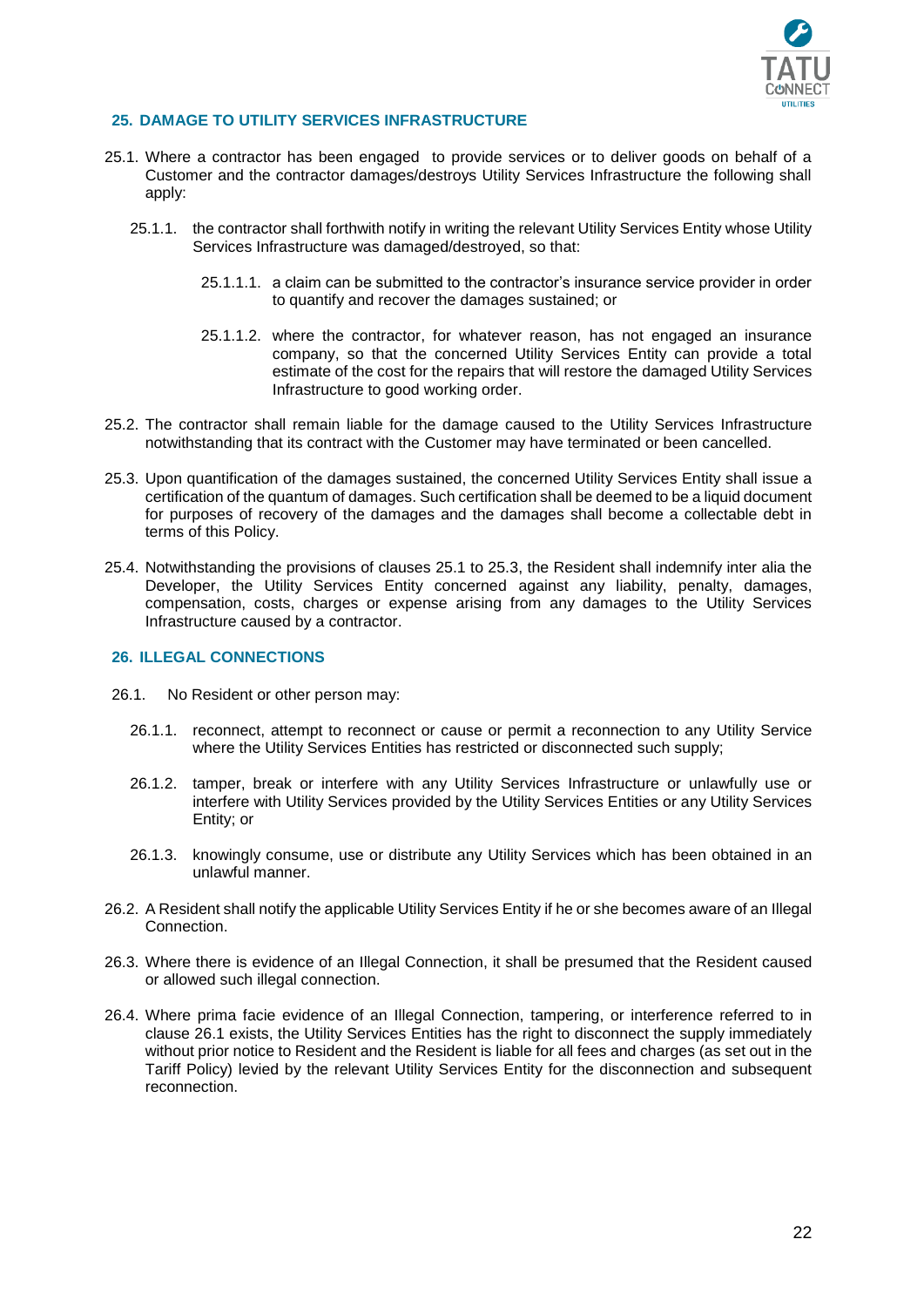## 25. DAMAGE TO UTILITY SERVICES INFRASTRUCTURE

25.1. Where a contractor has been engaged to provide services or to deliver goods on behalf of a Customer and the contractor damages/destroys Utility Services Infrastructure the following shall apply:

25.1.1. the contractor shall forthwith notify in writing the relevant Utility Services Entity whose Utility Services Infrastructure was damaged/destroyed, so that:

25.1.1.1. a claim can be submitted to the contractor's insurance service provider in order to quantify and recover the damages sustained; or

25.1.1.2. where the contractor, for whatever reason, has not engaged an insurance company, so that the concerned Utility Services Entity can provide a total estimate of the cost for the repairs that will restore the damaged Utility Services Infrastructure to good working order.

25.2. The contractor shall remain liable for the damage caused to the Utility Services Infrastructure notwithstanding that its contract with the Customer may have terminated or been cancelled.

25.3. Upon quantification of the damages sustained, the concerned Utility Services Entity shall issue a certification of the quantum of damages. Such certification shall be deemed to be a liquid document for purposes of recovery of the damages and the damages shall become a collectable debt in terms of this Policy.

25.4. Notwithstanding the provisions of clauses 25.1 to 25.3, the Resident shall indemnify inter alia the Developer, the Utility Services Entity concerned against any liability, penalty, damages, compensation, costs, charges or expense arising from any damages to the Utility Services Infrastructure caused by a contractor.

## 26. ILLEGAL CONNECTIONS

26.1. No Resident or other person may:

26.1.1. reconnect, attempt to reconnect or cause or permit a reconnection to any Utility Service where the Utility Services Entities has restricted or disconnected such supply;

26.1.2. tamper, break or interfere with any Utility Services Infrastructure or unlawfully use or interfere with Utility Services provided by the Utility Services Entities or any Utility Services Entity; or

26.1.3. knowingly consume, use or distribute any Utility Services which has been obtained in an unlawful manner.

26.2. A Resident shall notify the applicable Utility Services Entity if he or she becomes aware of an Illegal Connection.

26.3. Where there is evidence of an Illegal Connection, it shall be presumed that the Resident caused or allowed such illegal connection.

26.4. Where prima facie evidence of an Illegal Connection, tampering, or interference referred to in clause 26.1 exists, the Utility Services Entities has the right to disconnect the supply immediately without prior notice to Resident and the Resident is liable for all fees and charges (as set out in the Tariff Policy) levied by the relevant Utility Services Entity for the disconnection and subsequent reconnection.